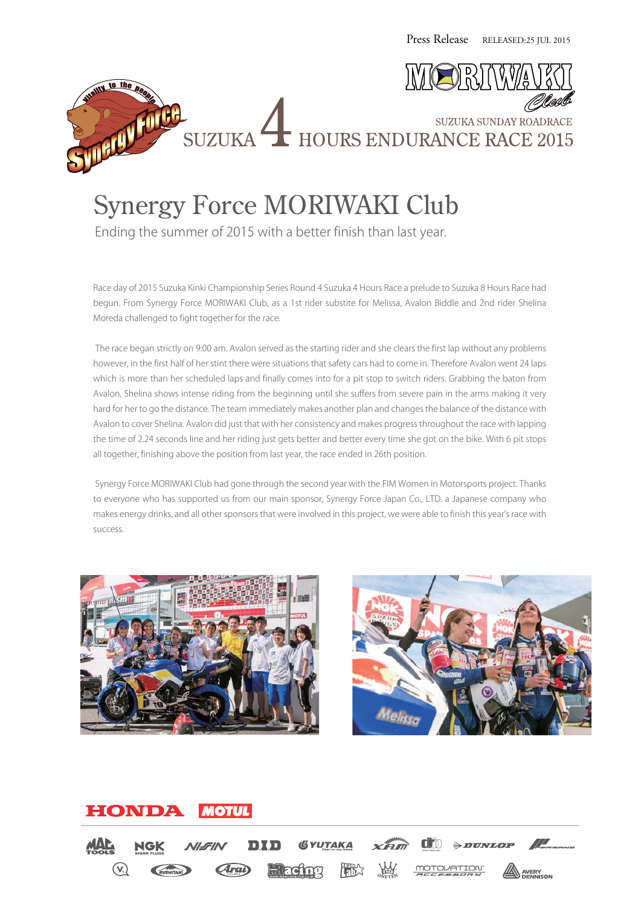Press Release RELEASED:25 JUL 2015

SUZUKA SUNDAY ROADRACE

SUZUKA 4 HOURS ENDURANCE RACE 2015

# Synergy Force MORIWAKI Club

## Ending the summer of 2015 with a better finish than last year.

Race day of 2015 Suzuka Kinki Championship Series Round 4 Suzuka 4 Hours Race a prelude to Suzuka 8 Hours Race had begun. From Synergy Force MORIWAKI Club, as a 1st rider substite for Melissa, Avalon Biddle and 2nd rider Shelina Moreda challenged to fight together for the race.

The race began strictly on 9:00 am. Avalon served as the starting rider and she clears the first lap without any problems however, in the first half of her stint there were situations that safety cars had to come in. Therefore Avalon went 24 laps which is more than her scheduled laps and finally comes into for a pit stop to switch riders. Grabbing the baton from Avalon, Shelina shows intense riding from the beginning until she suffers from severe pain in the arms making it very hard for her to go the distance. The team immediately makes another plan and changes the balance of the distance with Avalon to cover Shelina. Avalon did just that with her consistency and makes progress throughout the race with lapping the time of 2.24 seconds line and her riding just gets better and better every time she got on the bike. With 6 pit stops all together, finishing above the position from last year, the race ended in 26th position.

Synergy Force MORIWAKI Club had gone through the second year with the FIM Women in Motorsports project. Thanks to everyone who has supported us from our main sponsor, Synergy Force Japan Co., LTD. a Japanese company who makes energy drinks, and all other sponsors that were involved in this project, we were able to finish this year's race with success.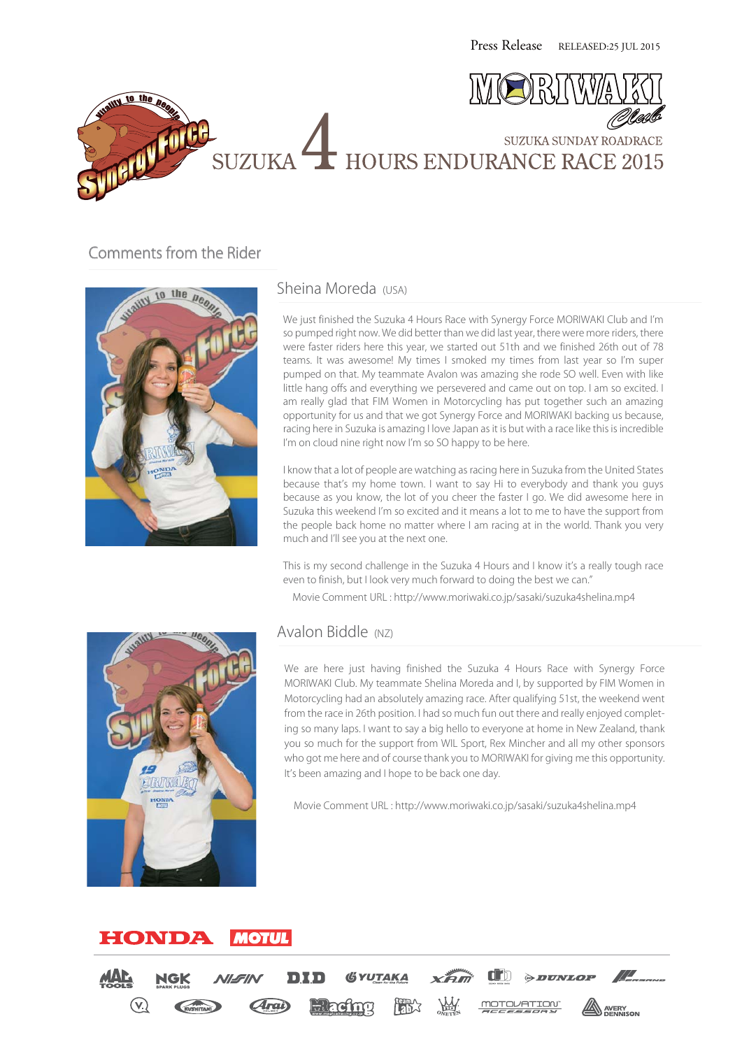Press Release RELEASED:25 JUL 2015

SUZUKA SUNDAY ROADRACE

# SUZUKA 4 HOURS ENDURANCE RACE 2015

## Comments from the Rider

### Sheina Moreda (USA)

We just finished the Suzuka 4 Hours Race with Synergy Force MORIWAKI Club and I'm so pumped right now. We did better than we did last year, there were more riders, there were faster riders here this year, we started out 51th and we finished 26th out of 78 teams. It was awesome! My times I smoked my times from last year so I'm super pumped on that. My teammate Avalon was amazing she rode SO well. Even with like little hang offs and everything we persevered and came out on top. I am so excited. I am really glad that FIM Women in Motorcycling has put together such an amazing opportunity for us and that we got Synergy Force and MORIWAKI backing us because, racing here in Suzuka is amazing I love Japan as it is but with a race like this is incredible I'm on cloud nine right now I'm so SO happy to be here.

I know that a lot of people are watching as racing here in Suzuka from the United States because that's my home town. I want to say Hi to everybody and thank you guys because as you know, the lot of you cheer the faster I go. We did awesome here in Suzuka this weekend I'm so excited and it means a lot to me to have the support from the people back home no matter where I am racing at in the world. Thank you very much and I'll see you at the next one.

This is my second challenge in the Suzuka 4 Hours and I know it's a really tough race even to finish, but I look very much forward to doing the best we can."

Movie Comment URL : http://www.moriwaki.co.jp/sasaki/suzuka4shelina.mp4

### Avalon Biddle (NZ)

We are here just having finished the Suzuka 4 Hours Race with Synergy Force MORIWAKI Club. My teammate Shelina Moreda and I, by supported by FIM Women in Motorcycling had an absolutely amazing race. After qualifying 51st, the weekend went from the race in 26th position. I had so much fun out there and really enjoyed completing so many laps. I want to say a big hello to everyone at home in New Zealand, thank you so much for the support from WIL Sport, Rex Mincher and all my other sponsors who got me here and of course thank you to MORIWAKI for giving me this opportunity. It's been amazing and I hope to be back one day.

Movie Comment URL : http://www.moriwaki.co.jp/sasaki/suzuka4shelina.mp4